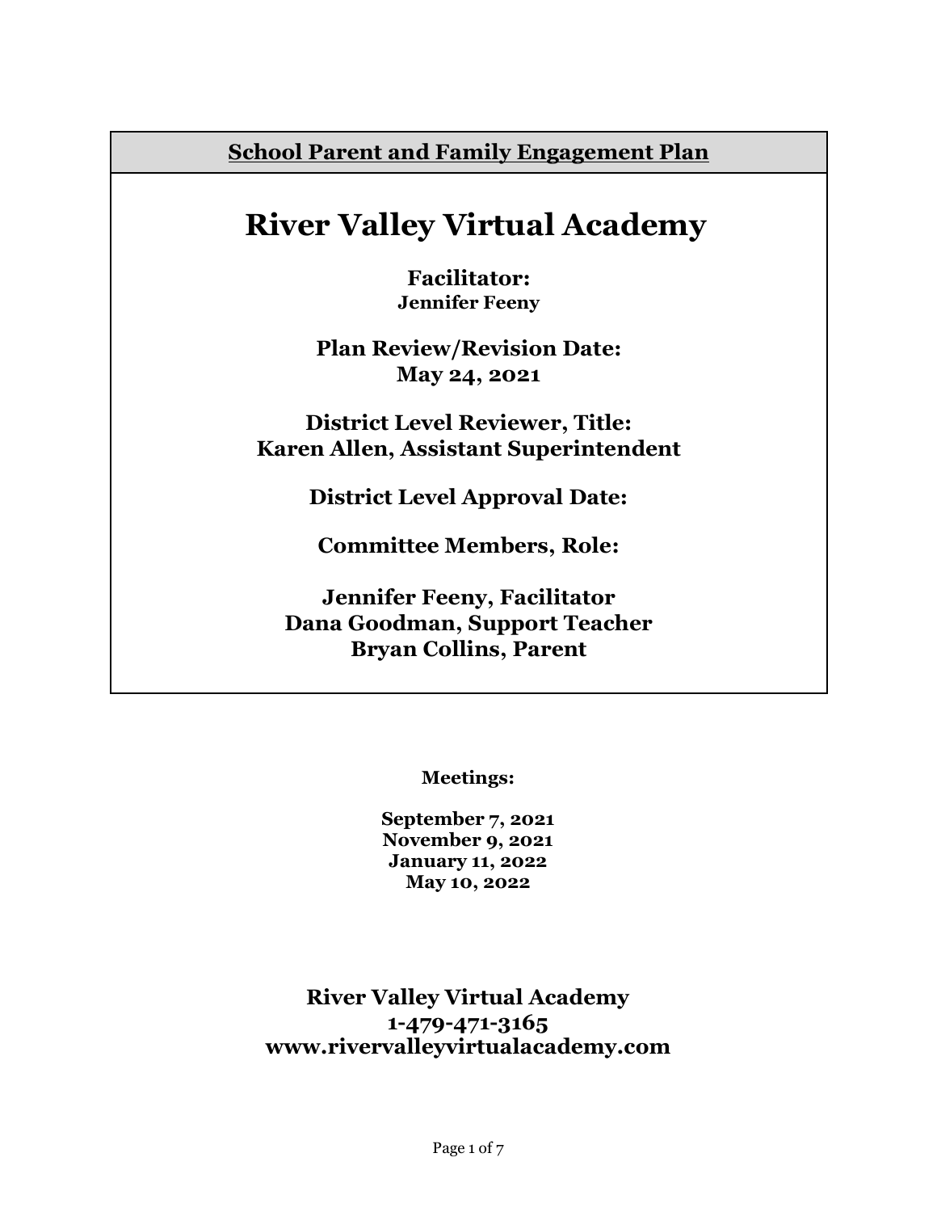**School Parent and Family Engagement Plan**

# River Valley Virtual Academy

**Facilitator:**
**Jennifer Feeny**

**Plan Review/Revision Date:**
**May 24, 2021**

**District Level Reviewer, Title:**
**Karen Allen, Assistant Superintendent**

**District Level Approval Date:**

**Committee Members, Role:**

**Jennifer Feeny, Facilitator**
**Dana Goodman, Support Teacher**
**Bryan Collins, Parent**

**Meetings:**

**September 7, 2021**
**November 9, 2021**
**January 11, 2022**
**May 10, 2022**

**River Valley Virtual Academy**
**1-479-471-3165**
**www.rivervalleyvirtualacademy.com**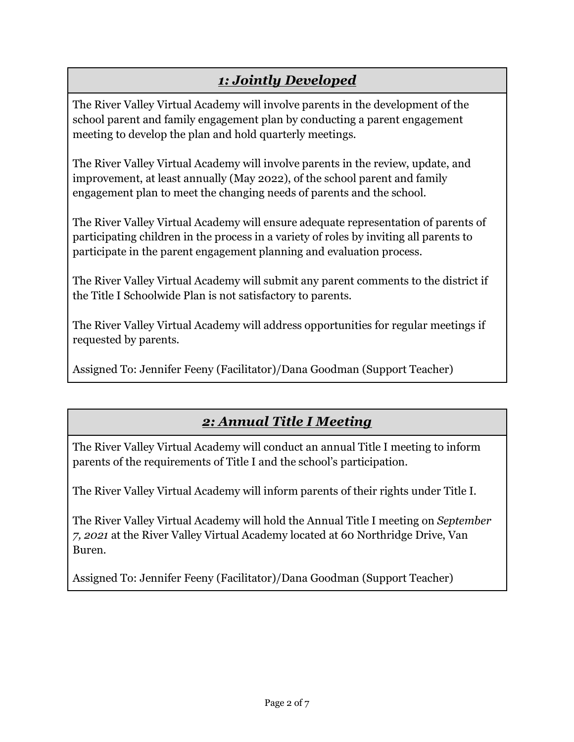## *1: Jointly Developed*

The River Valley Virtual Academy will involve parents in the development of the school parent and family engagement plan by conducting a parent engagement meeting to develop the plan and hold quarterly meetings.

The River Valley Virtual Academy will involve parents in the review, update, and improvement, at least annually (May 2022), of the school parent and family engagement plan to meet the changing needs of parents and the school.

The River Valley Virtual Academy will ensure adequate representation of parents of participating children in the process in a variety of roles by inviting all parents to participate in the parent engagement planning and evaluation process.

The River Valley Virtual Academy will submit any parent comments to the district if the Title I Schoolwide Plan is not satisfactory to parents.

The River Valley Virtual Academy will address opportunities for regular meetings if requested by parents.

Assigned To: Jennifer Feeny (Facilitator)/Dana Goodman (Support Teacher)

## *2: Annual Title I Meeting*

The River Valley Virtual Academy will conduct an annual Title I meeting to inform parents of the requirements of Title I and the school's participation.

The River Valley Virtual Academy will inform parents of their rights under Title I.

The River Valley Virtual Academy will hold the Annual Title I meeting on *September 7, 2021* at the River Valley Virtual Academy located at 60 Northridge Drive, Van Buren.

Assigned To: Jennifer Feeny (Facilitator)/Dana Goodman (Support Teacher)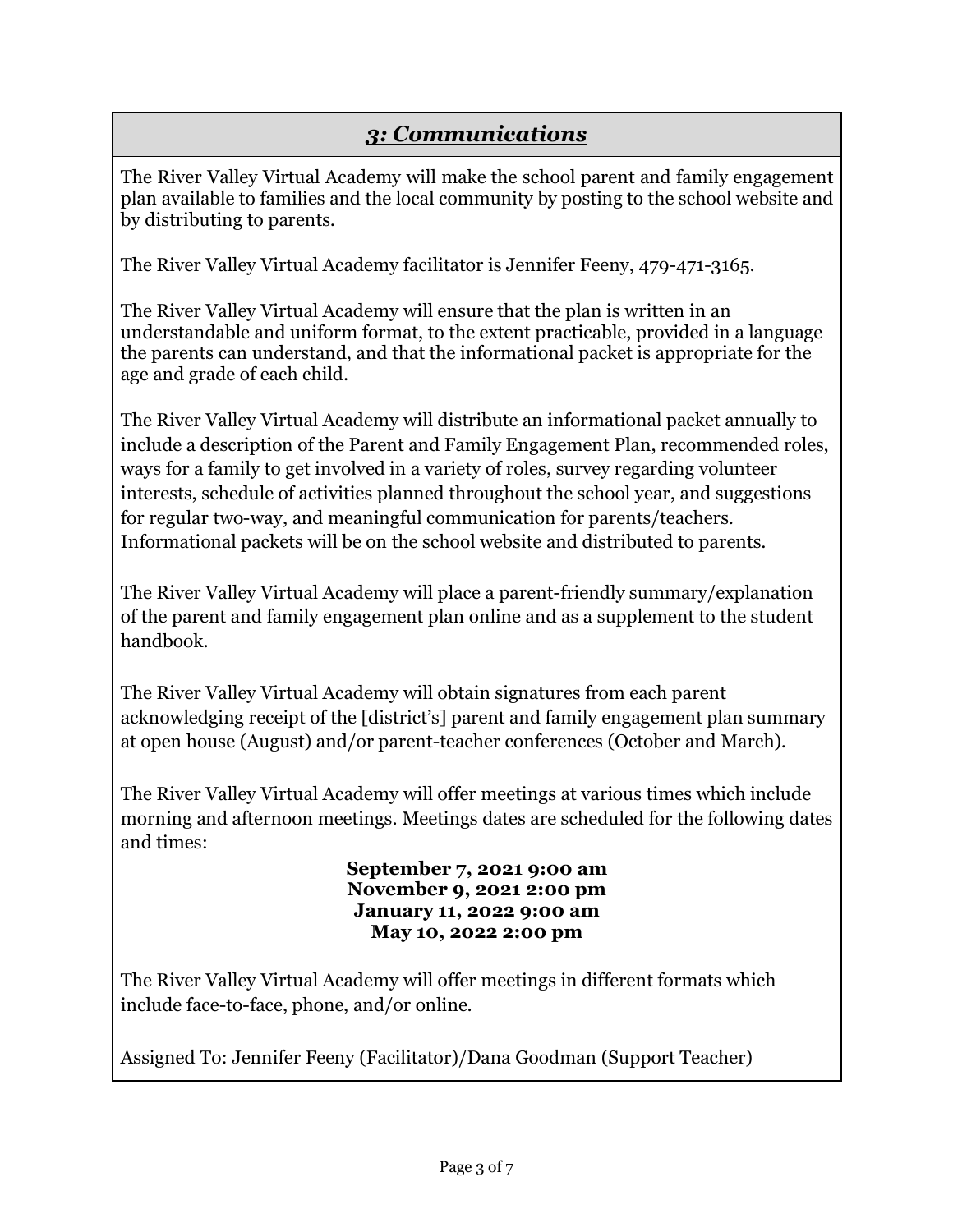## *3: Communications*

The River Valley Virtual Academy will make the school parent and family engagement plan available to families and the local community by posting to the school website and by distributing to parents.

The River Valley Virtual Academy facilitator is Jennifer Feeny, 479-471-3165.

The River Valley Virtual Academy will ensure that the plan is written in an understandable and uniform format, to the extent practicable, provided in a language the parents can understand, and that the informational packet is appropriate for the age and grade of each child.

The River Valley Virtual Academy will distribute an informational packet annually to include a description of the Parent and Family Engagement Plan, recommended roles, ways for a family to get involved in a variety of roles, survey regarding volunteer interests, schedule of activities planned throughout the school year, and suggestions for regular two-way, and meaningful communication for parents/teachers. Informational packets will be on the school website and distributed to parents.

The River Valley Virtual Academy will place a parent-friendly summary/explanation of the parent and family engagement plan online and as a supplement to the student handbook.

The River Valley Virtual Academy will obtain signatures from each parent acknowledging receipt of the [district's] parent and family engagement plan summary at open house (August) and/or parent-teacher conferences (October and March).

The River Valley Virtual Academy will offer meetings at various times which include morning and afternoon meetings. Meetings dates are scheduled for the following dates and times:

**September 7, 2021 9:00 am**
**November 9, 2021 2:00 pm**
**January 11, 2022 9:00 am**
**May 10, 2022 2:00 pm**

The River Valley Virtual Academy will offer meetings in different formats which include face-to-face, phone, and/or online.

Assigned To: Jennifer Feeny (Facilitator)/Dana Goodman (Support Teacher)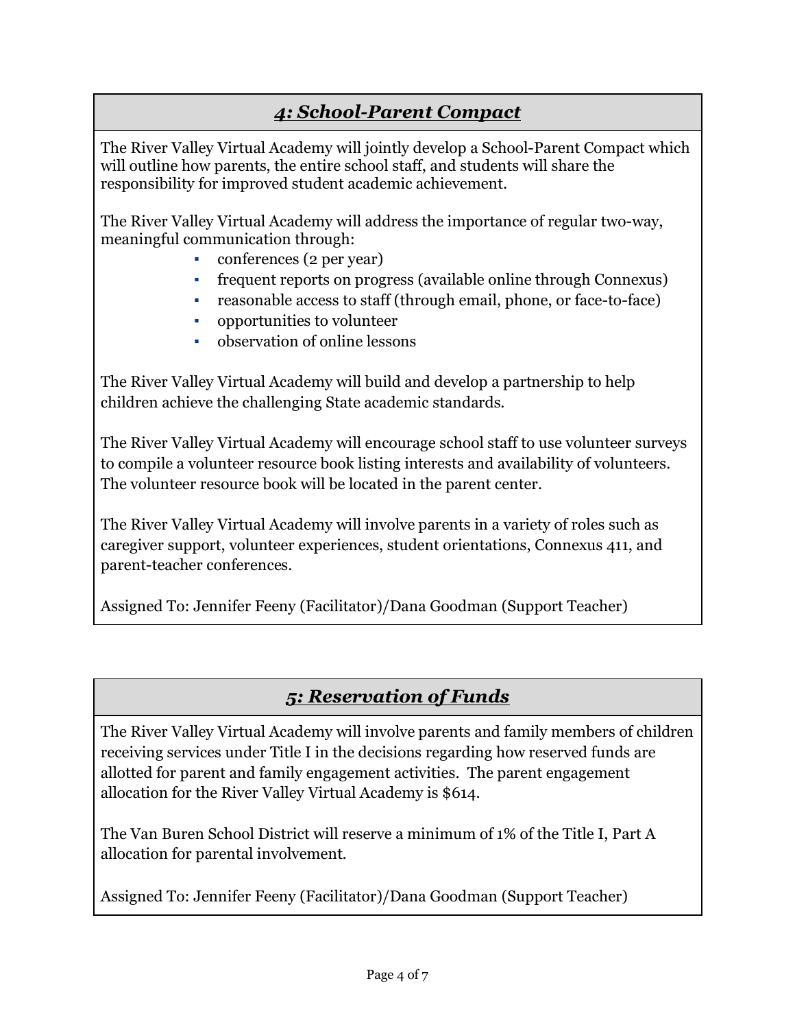## *4: School-Parent Compact*

The River Valley Virtual Academy will jointly develop a School-Parent Compact which will outline how parents, the entire school staff, and students will share the responsibility for improved student academic achievement.

The River Valley Virtual Academy will address the importance of regular two-way, meaningful communication through:

- conferences (2 per year)
- frequent reports on progress (available online through Connexus)
- reasonable access to staff (through email, phone, or face-to-face)
- opportunities to volunteer
- observation of online lessons

The River Valley Virtual Academy will build and develop a partnership to help children achieve the challenging State academic standards.

The River Valley Virtual Academy will encourage school staff to use volunteer surveys to compile a volunteer resource book listing interests and availability of volunteers. The volunteer resource book will be located in the parent center.

The River Valley Virtual Academy will involve parents in a variety of roles such as caregiver support, volunteer experiences, student orientations, Connexus 411, and parent-teacher conferences.

Assigned To: Jennifer Feeny (Facilitator)/Dana Goodman (Support Teacher)

## *5: Reservation of Funds*

The River Valley Virtual Academy will involve parents and family members of children receiving services under Title I in the decisions regarding how reserved funds are allotted for parent and family engagement activities. The parent engagement allocation for the River Valley Virtual Academy is $614.

The Van Buren School District will reserve a minimum of 1% of the Title I, Part A allocation for parental involvement.

Assigned To: Jennifer Feeny (Facilitator)/Dana Goodman (Support Teacher)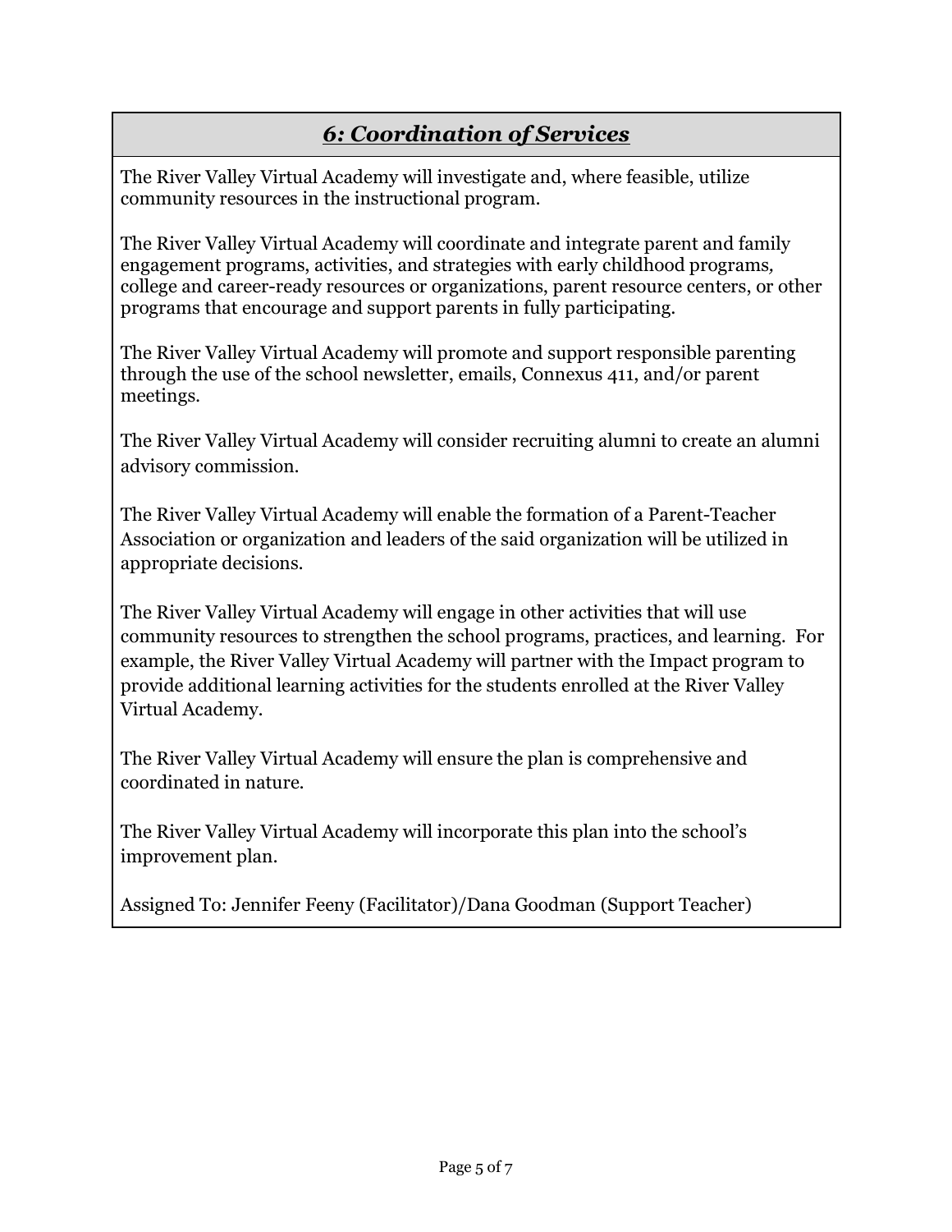## *6: Coordination of Services*

The River Valley Virtual Academy will investigate and, where feasible, utilize community resources in the instructional program.

The River Valley Virtual Academy will coordinate and integrate parent and family engagement programs, activities, and strategies with early childhood programs, college and career-ready resources or organizations, parent resource centers, or other programs that encourage and support parents in fully participating.

The River Valley Virtual Academy will promote and support responsible parenting through the use of the school newsletter, emails, Connexus 411, and/or parent meetings.

The River Valley Virtual Academy will consider recruiting alumni to create an alumni advisory commission.

The River Valley Virtual Academy will enable the formation of a Parent-Teacher Association or organization and leaders of the said organization will be utilized in appropriate decisions.

The River Valley Virtual Academy will engage in other activities that will use community resources to strengthen the school programs, practices, and learning. For example, the River Valley Virtual Academy will partner with the Impact program to provide additional learning activities for the students enrolled at the River Valley Virtual Academy.

The River Valley Virtual Academy will ensure the plan is comprehensive and coordinated in nature.

The River Valley Virtual Academy will incorporate this plan into the school's improvement plan.

Assigned To: Jennifer Feeny (Facilitator)/Dana Goodman (Support Teacher)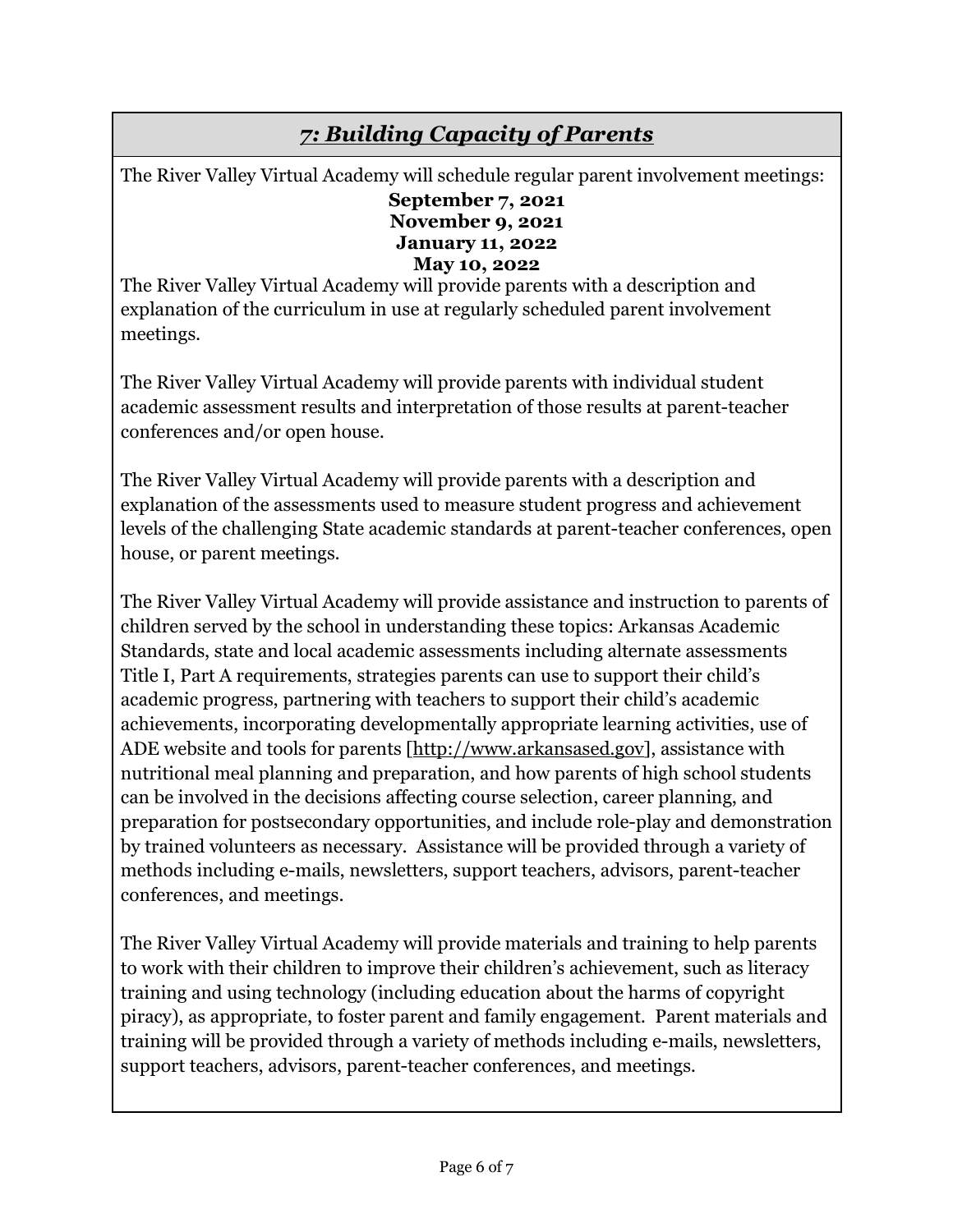## *7: Building Capacity of Parents*

The River Valley Virtual Academy will schedule regular parent involvement meetings:

**September 7, 2021**
**November 9, 2021**
**January 11, 2022**
**May 10, 2022**

The River Valley Virtual Academy will provide parents with a description and explanation of the curriculum in use at regularly scheduled parent involvement meetings.

The River Valley Virtual Academy will provide parents with individual student academic assessment results and interpretation of those results at parent-teacher conferences and/or open house.

The River Valley Virtual Academy will provide parents with a description and explanation of the assessments used to measure student progress and achievement levels of the challenging State academic standards at parent-teacher conferences, open house, or parent meetings.

The River Valley Virtual Academy will provide assistance and instruction to parents of children served by the school in understanding these topics: Arkansas Academic Standards, state and local academic assessments including alternate assessments Title I, Part A requirements, strategies parents can use to support their child's academic progress, partnering with teachers to support their child's academic achievements, incorporating developmentally appropriate learning activities, use of ADE website and tools for parents [http://www.arkansased.gov], assistance with nutritional meal planning and preparation, and how parents of high school students can be involved in the decisions affecting course selection, career planning, and preparation for postsecondary opportunities, and include role-play and demonstration by trained volunteers as necessary. Assistance will be provided through a variety of methods including e-mails, newsletters, support teachers, advisors, parent-teacher conferences, and meetings.

The River Valley Virtual Academy will provide materials and training to help parents to work with their children to improve their children's achievement, such as literacy training and using technology (including education about the harms of copyright piracy), as appropriate, to foster parent and family engagement. Parent materials and training will be provided through a variety of methods including e-mails, newsletters, support teachers, advisors, parent-teacher conferences, and meetings.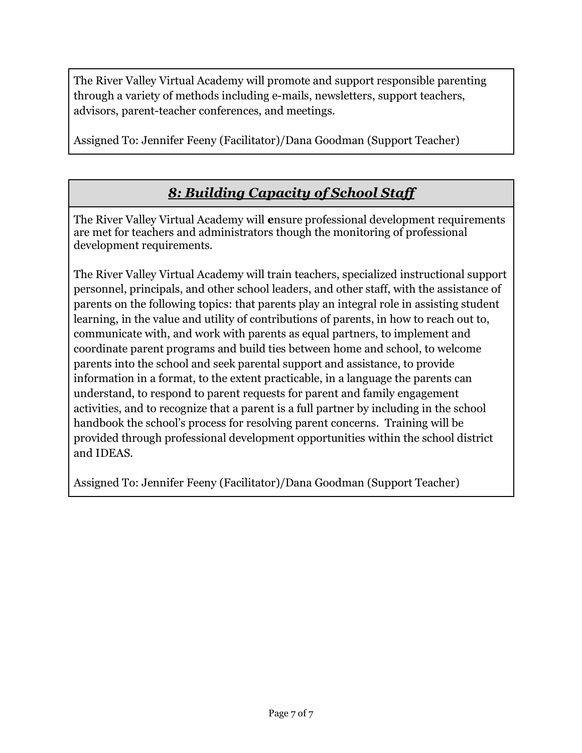The River Valley Virtual Academy will promote and support responsible parenting through a variety of methods including e-mails, newsletters, support teachers, advisors, parent-teacher conferences, and meetings.

Assigned To: Jennifer Feeny (Facilitator)/Dana Goodman (Support Teacher)

## *8: Building Capacity of School Staff*

The River Valley Virtual Academy will **e**nsure professional development requirements are met for teachers and administrators though the monitoring of professional development requirements.

The River Valley Virtual Academy will train teachers, specialized instructional support personnel, principals, and other school leaders, and other staff, with the assistance of parents on the following topics: that parents play an integral role in assisting student learning, in the value and utility of contributions of parents, in how to reach out to, communicate with, and work with parents as equal partners, to implement and coordinate parent programs and build ties between home and school, to welcome parents into the school and seek parental support and assistance, to provide information in a format, to the extent practicable, in a language the parents can understand, to respond to parent requests for parent and family engagement activities, and to recognize that a parent is a full partner by including in the school handbook the school's process for resolving parent concerns. Training will be provided through professional development opportunities within the school district and IDEAS.

Assigned To: Jennifer Feeny (Facilitator)/Dana Goodman (Support Teacher)